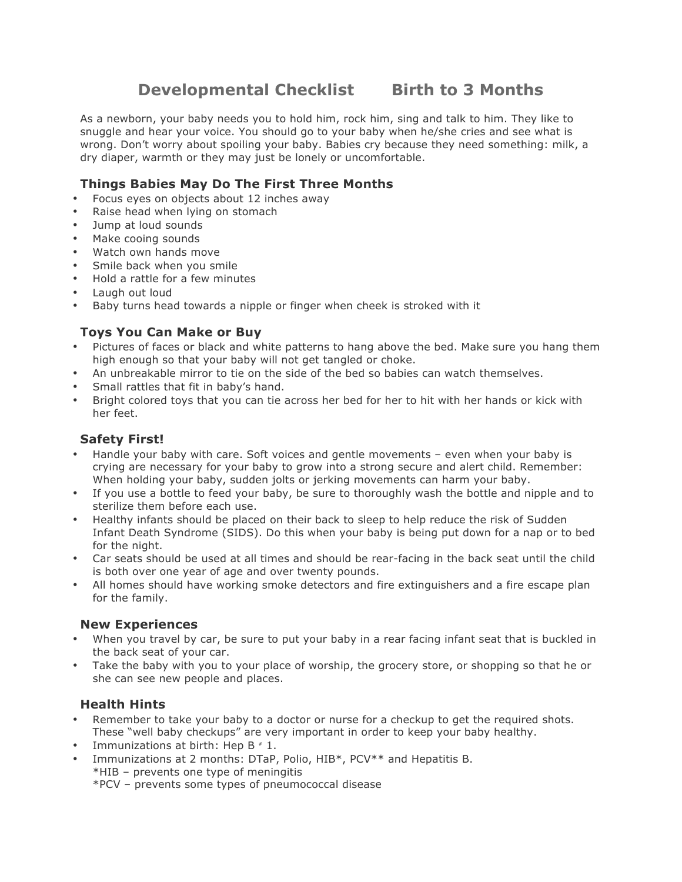# Developmental Checklist Birth to 3 Months

As a newborn, your baby needs you to hold him, rock him, sing and talk to him. They like to snuggle and hear your voice. You should go to your baby when he/she cries and see what is wrong. Don't worry about spoiling your baby. Babies cry because they need something: milk, a dry diaper, warmth or they may just be lonely or uncomfortable.

## Things Babies May Do The First Three Months

- Focus eyes on objects about 12 inches away
- Raise head when lying on stomach
- Jump at loud sounds
- Make cooing sounds
- Watch own hands move
- Smile back when you smile
- Hold a rattle for a few minutes
- Laugh out loud
- Baby turns head towards a nipple or finger when cheek is stroked with it

## Toys You Can Make or Buy

- Pictures of faces or black and white patterns to hang above the bed. Make sure you hang them high enough so that your baby will not get tangled or choke.
- An unbreakable mirror to tie on the side of the bed so babies can watch themselves.
- Small rattles that fit in baby's hand.
- Bright colored toys that you can tie across her bed for her to hit with her hands or kick with her feet.

## Safety First!

- Handle your baby with care. Soft voices and gentle movements – even when your baby is crying are necessary for your baby to grow into a strong secure and alert child. Remember: When holding your baby, sudden jolts or jerking movements can harm your baby.
- If you use a bottle to feed your baby, be sure to thoroughly wash the bottle and nipple and to sterilize them before each use.
- Healthy infants should be placed on their back to sleep to help reduce the risk of Sudden Infant Death Syndrome (SIDS). Do this when your baby is being put down for a nap or to bed for the night.
- Car seats should be used at all times and should be rear-facing in the back seat until the child is both over one year of age and over twenty pounds.
- All homes should have working smoke detectors and fire extinguishers and a fire escape plan for the family.

## New Experiences

- When you travel by car, be sure to put your baby in a rear facing infant seat that is buckled in the back seat of your car.
- Take the baby with you to your place of worship, the grocery store, or shopping so that he or she can see new people and places.

## Health Hints

- Remember to take your baby to a doctor or nurse for a checkup to get the required shots. These "well baby checkups" are very important in order to keep your baby healthy.
- Immunizations at birth: Hep B # 1.
- Immunizations at 2 months: DTaP, Polio, HIB*, PCV** and Hepatitis B.
  *HIB – prevents one type of meningitis
  *PCV – prevents some types of pneumococcal disease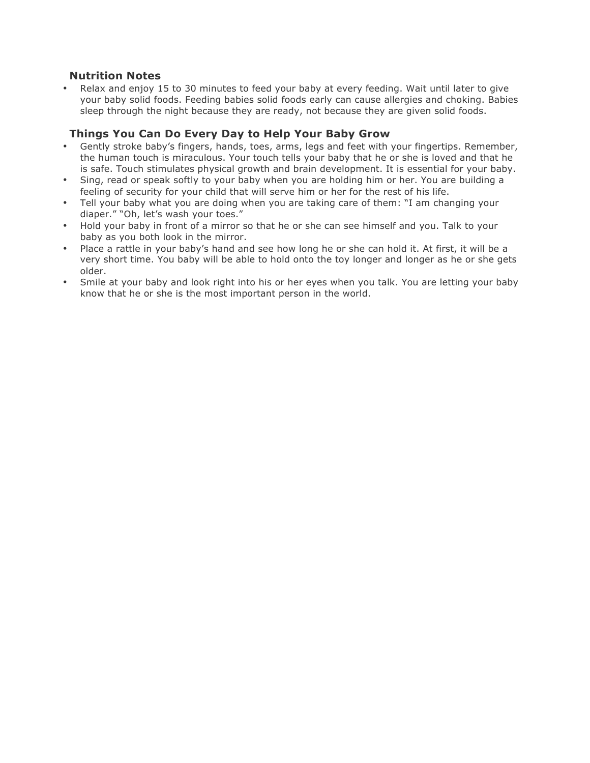## Nutrition Notes

- Relax and enjoy 15 to 30 minutes to feed your baby at every feeding. Wait until later to give your baby solid foods. Feeding babies solid foods early can cause allergies and choking. Babies sleep through the night because they are ready, not because they are given solid foods.

## Things You Can Do Every Day to Help Your Baby Grow

- Gently stroke baby's fingers, hands, toes, arms, legs and feet with your fingertips. Remember, the human touch is miraculous. Your touch tells your baby that he or she is loved and that he is safe. Touch stimulates physical growth and brain development. It is essential for your baby.
- Sing, read or speak softly to your baby when you are holding him or her. You are building a feeling of security for your child that will serve him or her for the rest of his life.
- Tell your baby what you are doing when you are taking care of them: "I am changing your diaper." "Oh, let's wash your toes."
- Hold your baby in front of a mirror so that he or she can see himself and you. Talk to your baby as you both look in the mirror.
- Place a rattle in your baby's hand and see how long he or she can hold it. At first, it will be a very short time. You baby will be able to hold onto the toy longer and longer as he or she gets older.
- Smile at your baby and look right into his or her eyes when you talk. You are letting your baby know that he or she is the most important person in the world.